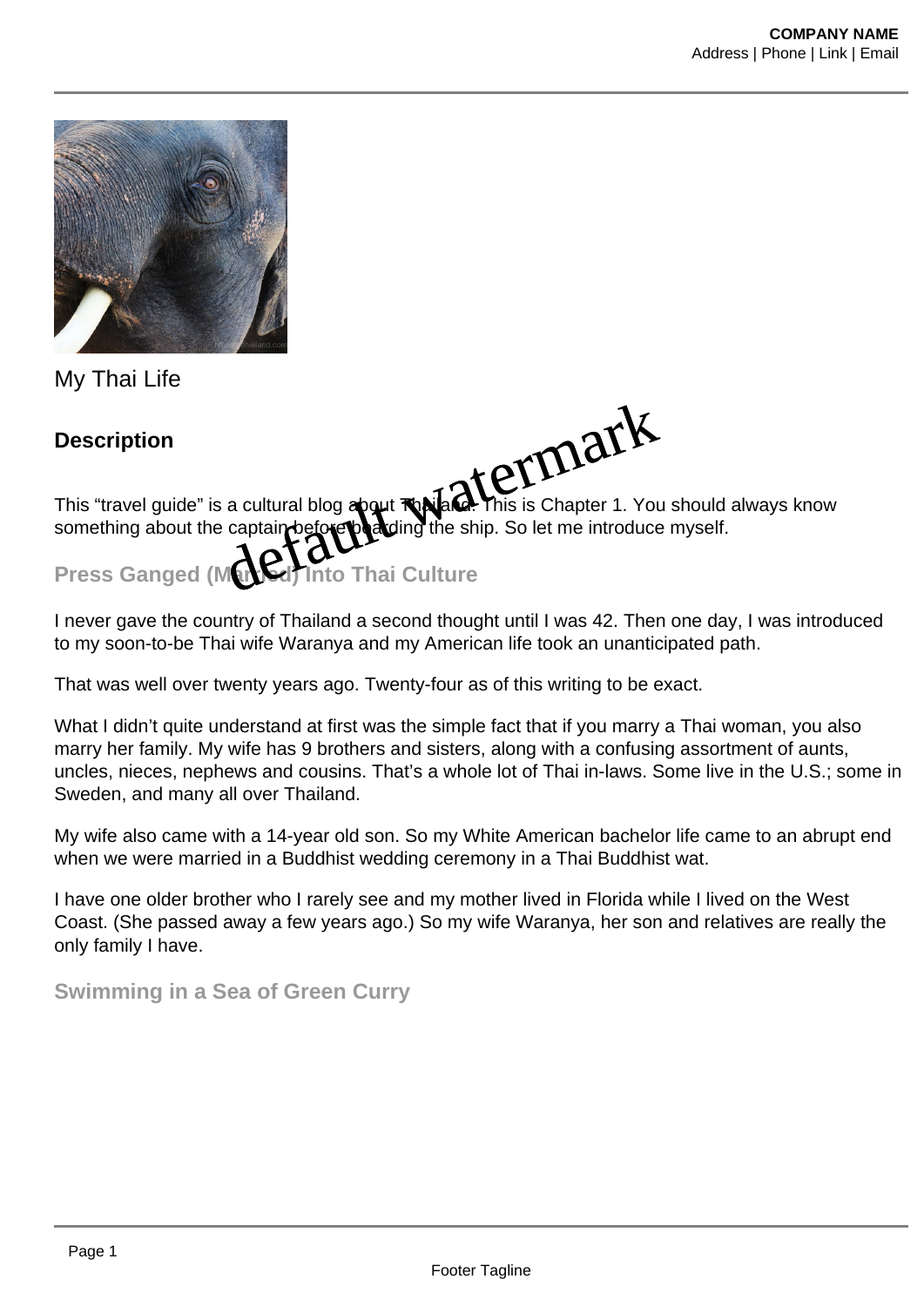My Thai Life

## Description

This “travel guide” is a cultural blog about Thailand. This is Chapter 1. You should always know something about the captain before boarding the ship. So let me introduce myself.

### Press Ganged (Married) Into Thai Culture

I never gave the country of Thailand a second thought until I was 42. Then one day, I was introduced to my soon-to-be Thai wife Waranya and my American life took an unanticipated path.

That was well over twenty years ago. Twenty-four as of this writing to be exact.

What I didn’t quite understand at first was the simple fact that if you marry a Thai woman, you also marry her family. My wife has 9 brothers and sisters, along with a confusing assortment of aunts, uncles, nieces, nephews and cousins. That’s a whole lot of Thai in-laws. Some live in the U.S.; some in Sweden, and many all over Thailand.

My wife also came with a 14-year old son. So my White American bachelor life came to an abrupt end when we were married in a Buddhist wedding ceremony in a Thai Buddhist wat.

I have one older brother who I rarely see and my mother lived in Florida while I lived on the West Coast. (She passed away a few years ago.) So my wife Waranya, her son and relatives are really the only family I have.

### Swimming in a Sea of Green Curry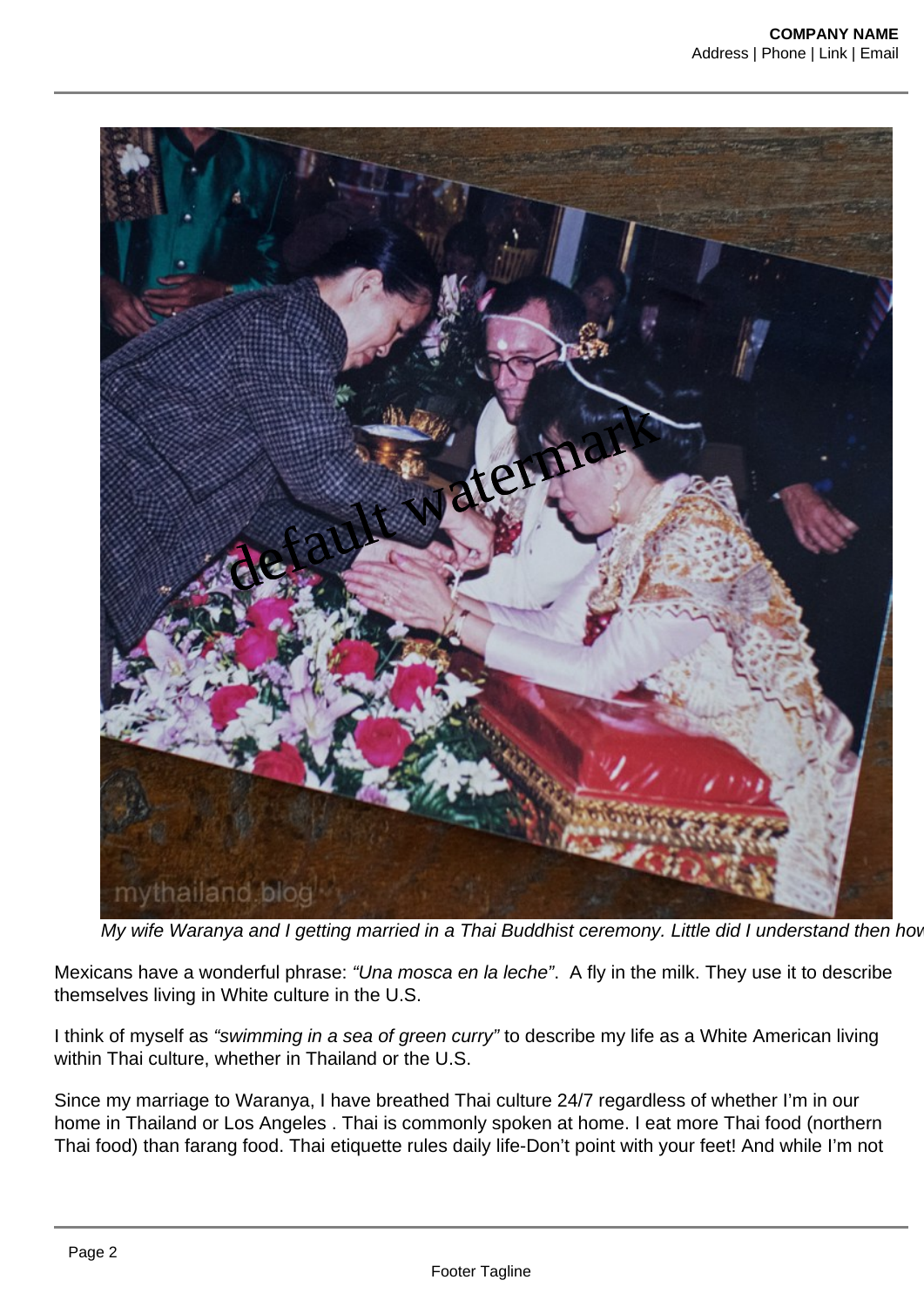*My wife Waranya and I getting married in a Thai Buddhist ceremony. Little did I understand then how*

Mexicans have a wonderful phrase: *"Una mosca en la leche"*. A fly in the milk. They use it to describe themselves living in White culture in the U.S.

I think of myself as *"swimming in a sea of green curry"* to describe my life as a White American living within Thai culture, whether in Thailand or the U.S.

Since my marriage to Waranya, I have breathed Thai culture 24/7 regardless of whether I'm in our home in Thailand or Los Angeles . Thai is commonly spoken at home. I eat more Thai food (northern Thai food) than farang food. Thai etiquette rules daily life-Don't point with your feet! And while I'm not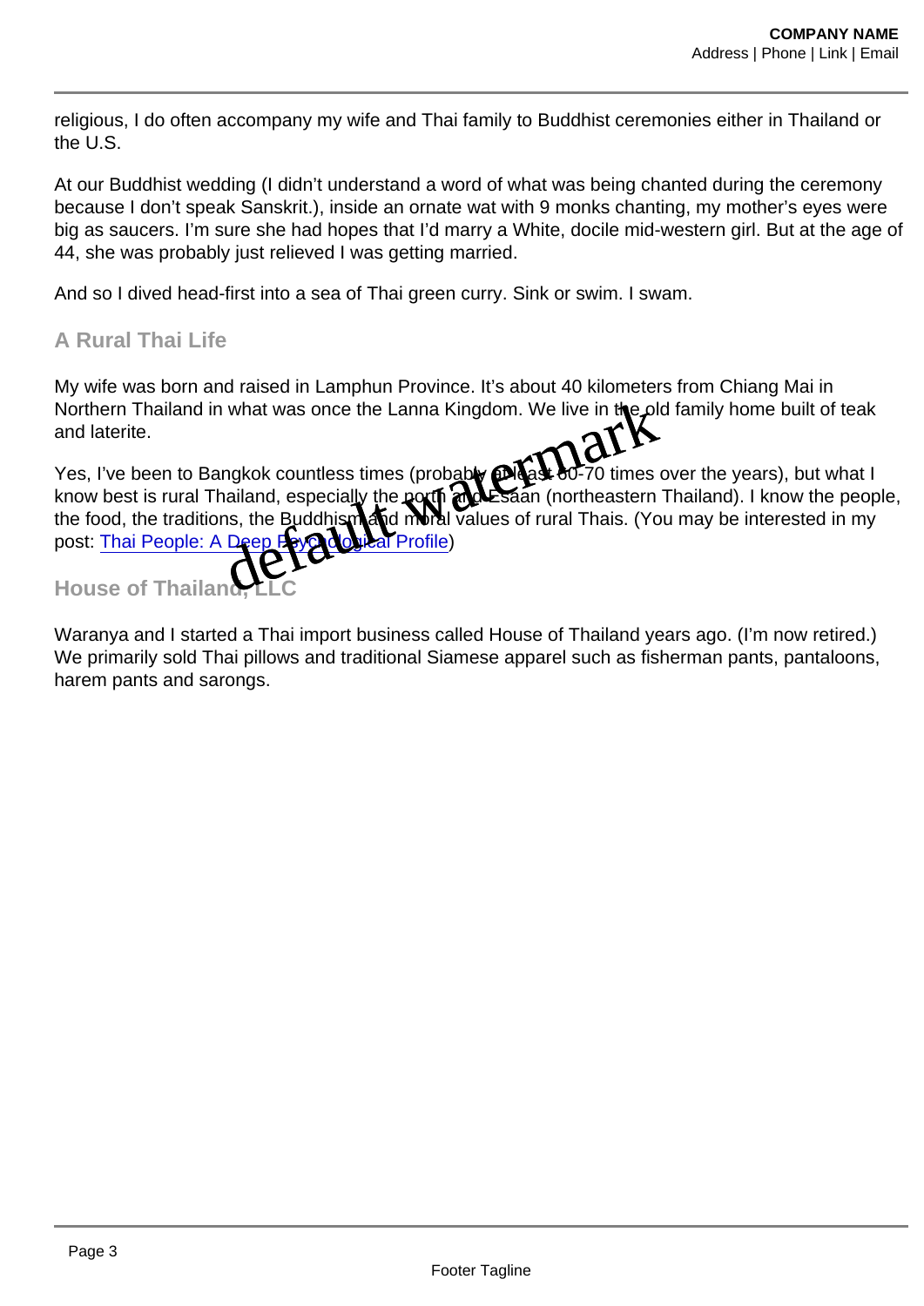religious, I do often accompany my wife and Thai family to Buddhist ceremonies either in Thailand or the U.S.

At our Buddhist wedding (I didn't understand a word of what was being chanted during the ceremony because I don't speak Sanskrit.), inside an ornate wat with 9 monks chanting, my mother's eyes were big as saucers. I'm sure she had hopes that I'd marry a White, docile mid-western girl. But at the age of 44, she was probably just relieved I was getting married.

And so I dived head-first into a sea of Thai green curry. Sink or swim. I swam.

## A Rural Thai Life

My wife was born and raised in Lamphun Province. It's about 40 kilometers from Chiang Mai in Northern Thailand in what was once the Lanna Kingdom. We live in the old family home built of teak and laterite.

Yes, I've been to Bangkok countless times (probably at least 60-70 times over the years), but what I know best is rural Thailand, especially the north and Esaan (northeastern Thailand). I know the people, the food, the traditions, the Buddhism and moral values of rural Thais. (You may be interested in my post: [Thai People: A Deep Psychological Profile])

## House of Thailand, LLC

Waranya and I started a Thai import business called House of Thailand years ago. (I'm now retired.) We primarily sold Thai pillows and traditional Siamese apparel such as fisherman pants, pantaloons, harem pants and sarongs.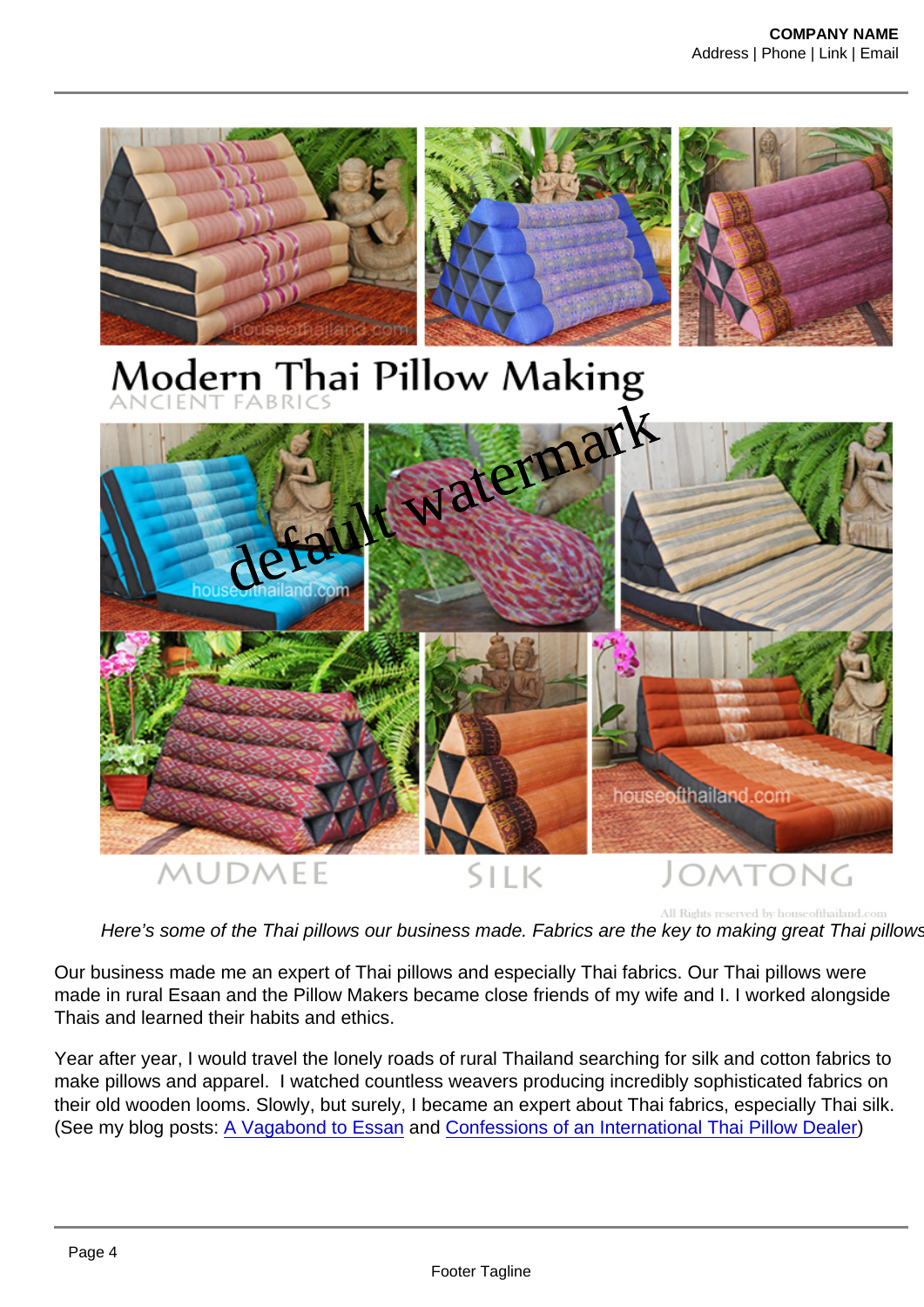*Here's some of the Thai pillows our business made. Fabrics are the key to making great Thai pillows*

Our business made me an expert of Thai pillows and especially Thai fabrics. Our Thai pillows were made in rural Esaan and the Pillow Makers became close friends of my wife and I. I worked alongside Thais and learned their habits and ethics.

Year after year, I would travel the lonely roads of rural Thailand searching for silk and cotton fabrics to make pillows and apparel. I watched countless weavers producing incredibly sophisticated fabrics on their old wooden looms. Slowly, but surely, I became an expert about Thai fabrics, especially Thai silk. (See my blog posts: A Vagabond to Essan and Confessions of an International Thai Pillow Dealer)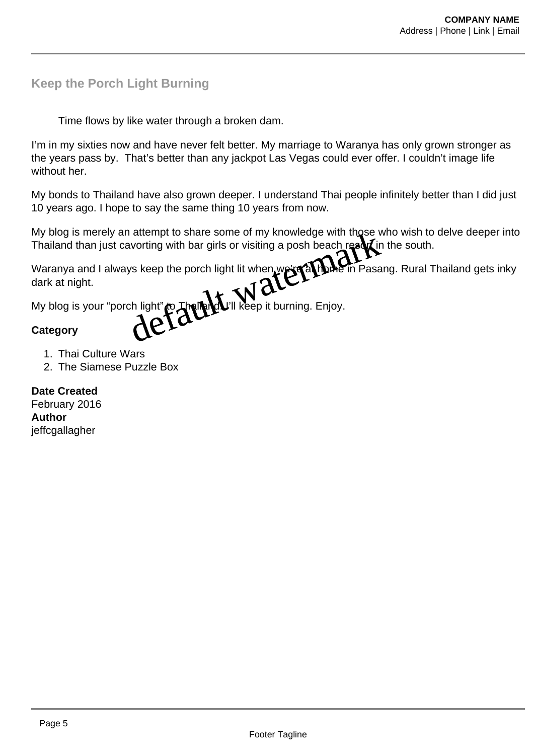## Keep the Porch Light Burning

Time flows by like water through a broken dam.

I'm in my sixties now and have never felt better. My marriage to Waranya has only grown stronger as the years pass by. That's better than any jackpot Las Vegas could ever offer. I couldn't image life without her.

My bonds to Thailand have also grown deeper. I understand Thai people infinitely better than I did just 10 years ago. I hope to say the same thing 10 years from now.

My blog is merely an attempt to share some of my knowledge with those who wish to delve deeper into Thailand than just cavorting with bar girls or visiting a posh beach resort in the south.

Waranya and I always keep the porch light lit when we're at home in Pasang. Rural Thailand gets inky dark at night.

My blog is your "porch light" to Thailand. I'll keep it burning. Enjoy.

**Category**

1. Thai Culture Wars
2. The Siamese Puzzle Box

**Date Created**
February 2016
**Author**
jeffcgallagher